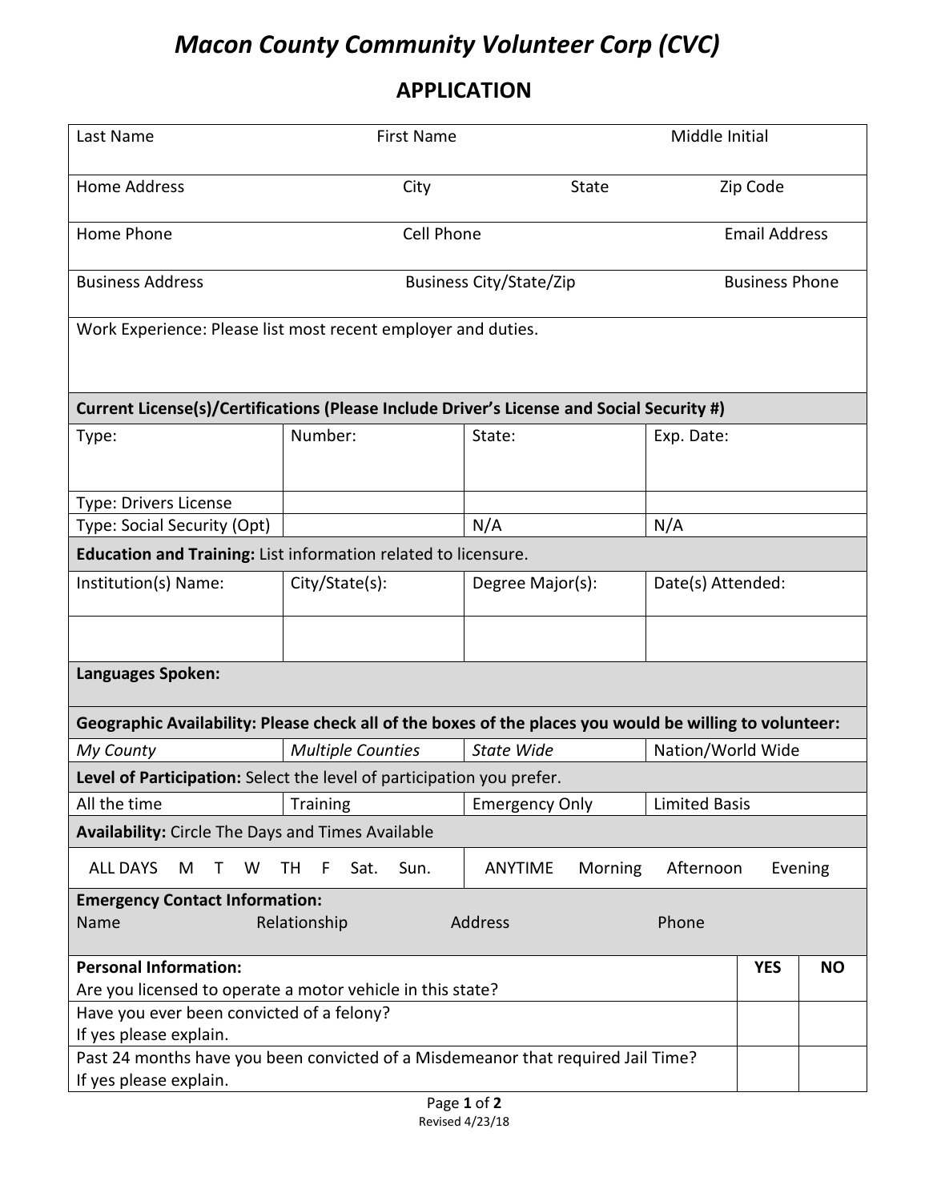# *Macon County Community Volunteer Corp (CVC)*

## APPLICATION

| Last Name | First Name | Middle Initial | |
|---|---|---|---|
| Home Address | City | State | Zip Code |
| Home Phone | Cell Phone | Email Address | |
| Business Address | Business City/State/Zip | Business Phone | |

Work Experience: Please list most recent employer and duties.

| **Current License(s)/Certifications (Please Include Driver's License and Social Security #)** | | | |
|---|---|---|---|
| Type: | Number: | State: | Exp. Date: |
| Type: Drivers License | | | |
| Type: Social Security (Opt) | | N/A | N/A |
| **Education and Training:** List information related to licensure. | | | |
| Institution(s) Name: | City/State(s): | Degree Major(s): | Date(s) Attended: |
| | | | |
| **Languages Spoken:** | | | |
| **Geographic Availability: Please check all of the boxes of the places you would be willing to volunteer:** | | | |
| *My County* | *Multiple Counties* | *State Wide* | Nation/World Wide |
| **Level of Participation:** Select the level of participation you prefer. | | | |
| All the time | Training | Emergency Only | Limited Basis |
| **Availability:** Circle The Days and Times Available | | | |
| ALL DAYS M T W TH F Sat. Sun. | | ANYTIME Morning Afternoon Evening | |

**Emergency Contact Information:**

| Name | Relationship | Address | Phone |
|---|---|---|---|
| | | | |

| **Personal Information:** Are you licensed to operate a motor vehicle in this state? | **YES** | **NO** |
|---|---|---|
| Have you ever been convicted of a felony? If yes please explain. | | |
| Past 24 months have you been convicted of a Misdemeanor that required Jail Time? If yes please explain. | | |

Revised 4/23/18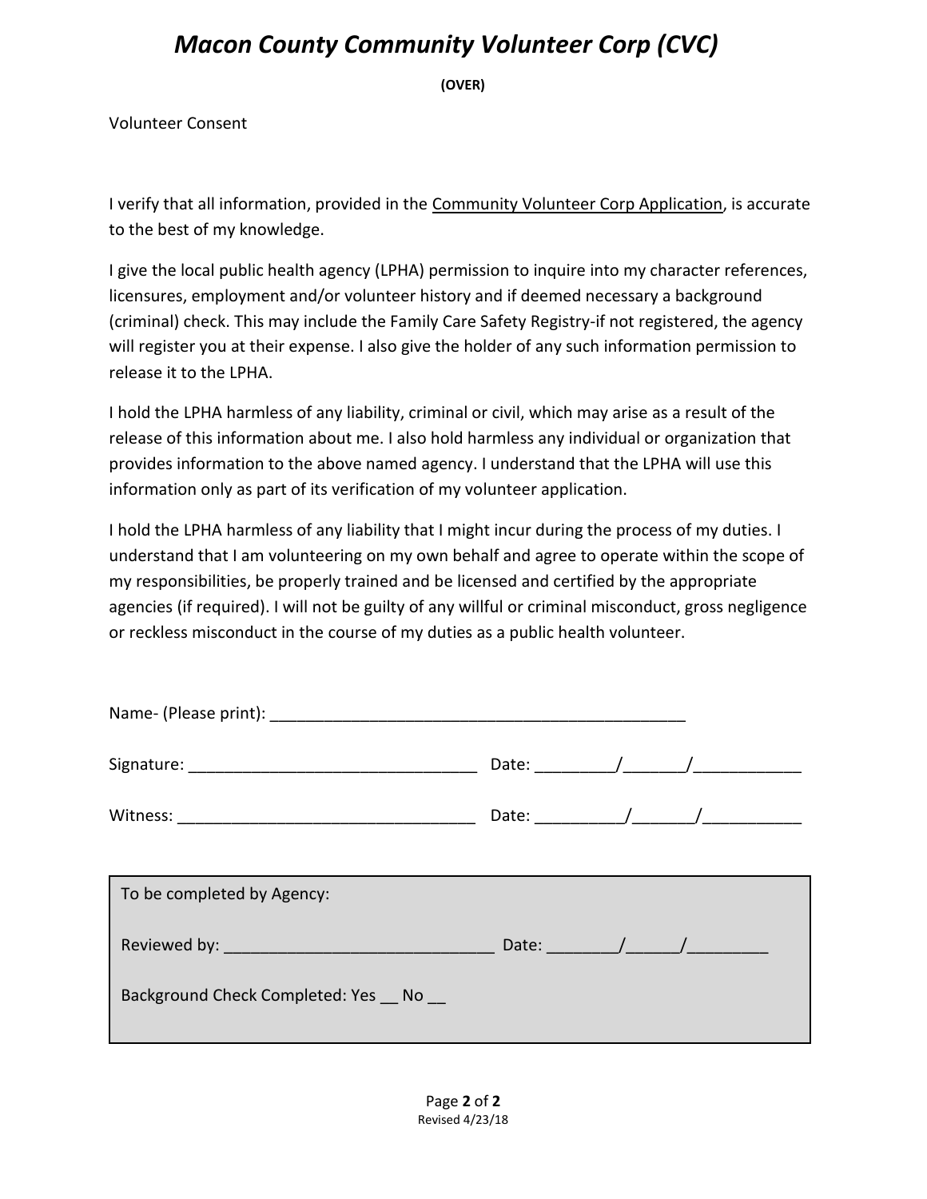# *Macon County Community Volunteer Corp (CVC)*

**(OVER)**

Volunteer Consent

I verify that all information, provided in the <u>Community Volunteer Corp Application</u>, is accurate to the best of my knowledge.

I give the local public health agency (LPHA) permission to inquire into my character references, licensures, employment and/or volunteer history and if deemed necessary a background (criminal) check. This may include the Family Care Safety Registry-if not registered, the agency will register you at their expense. I also give the holder of any such information permission to release it to the LPHA.

I hold the LPHA harmless of any liability, criminal or civil, which may arise as a result of the release of this information about me. I also hold harmless any individual or organization that provides information to the above named agency. I understand that the LPHA will use this information only as part of its verification of my volunteer application.

I hold the LPHA harmless of any liability that I might incur during the process of my duties. I understand that I am volunteering on my own behalf and agree to operate within the scope of my responsibilities, be properly trained and be licensed and certified by the appropriate agencies (if required). I will not be guilty of any willful or criminal misconduct, gross negligence or reckless misconduct in the course of my duties as a public health volunteer.

Name- (Please print): _______________________________________________

Signature: _______________________________ Date: _________/_______/____________

Witness: _________________________________ Date: __________/_______/___________

To be completed by Agency:

Reviewed by: ______________________________ Date: ________/______/_________

Background Check Completed: Yes __ No __

Revised 4/23/18